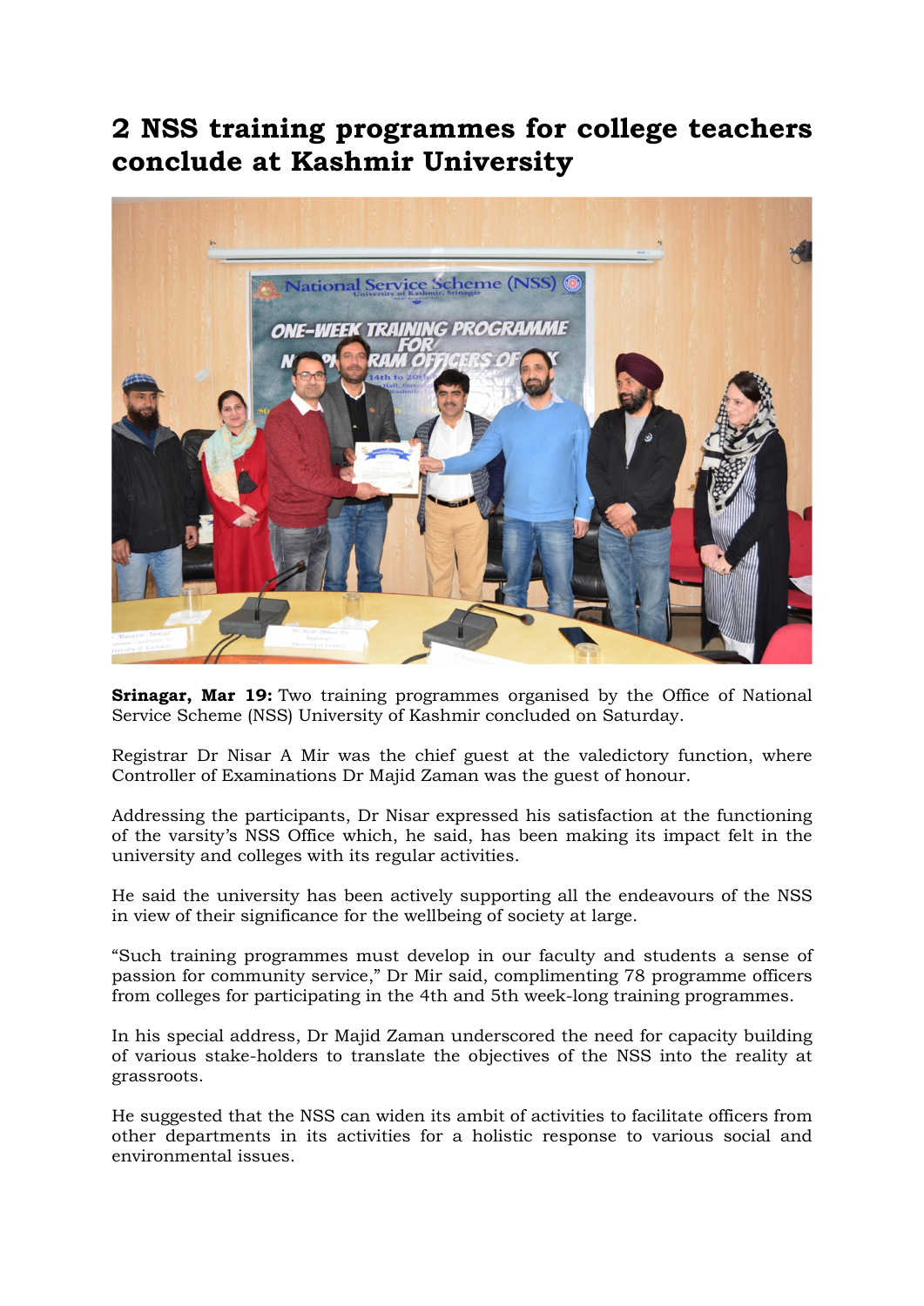# 2 NSS training programmes for college teachers conclude at Kashmir University

**Srinagar, Mar 19:** Two training programmes organised by the Office of National Service Scheme (NSS) University of Kashmir concluded on Saturday.

Registrar Dr Nisar A Mir was the chief guest at the valedictory function, where Controller of Examinations Dr Majid Zaman was the guest of honour.

Addressing the participants, Dr Nisar expressed his satisfaction at the functioning of the varsity's NSS Office which, he said, has been making its impact felt in the university and colleges with its regular activities.

He said the university has been actively supporting all the endeavours of the NSS in view of their significance for the wellbeing of society at large.

"Such training programmes must develop in our faculty and students a sense of passion for community service," Dr Mir said, complimenting 78 programme officers from colleges for participating in the 4th and 5th week-long training programmes.

In his special address, Dr Majid Zaman underscored the need for capacity building of various stake-holders to translate the objectives of the NSS into the reality at grassroots.

He suggested that the NSS can widen its ambit of activities to facilitate officers from other departments in its activities for a holistic response to various social and environmental issues.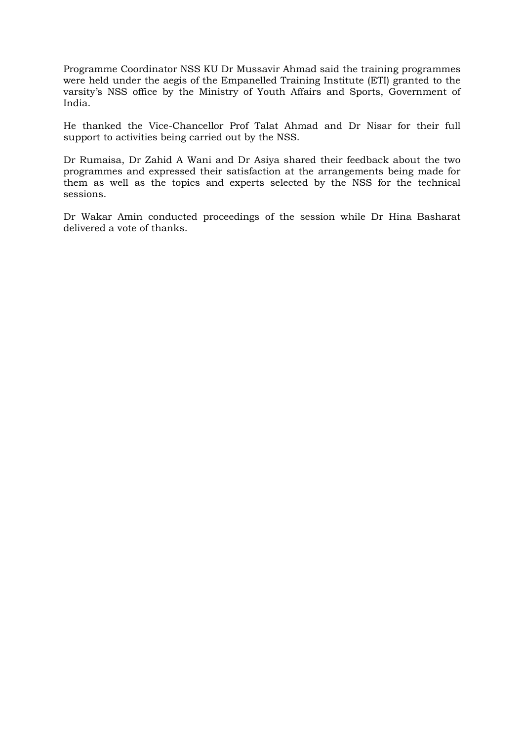Programme Coordinator NSS KU Dr Mussavir Ahmad said the training programmes were held under the aegis of the Empanelled Training Institute (ETI) granted to the varsity's NSS office by the Ministry of Youth Affairs and Sports, Government of India.

He thanked the Vice-Chancellor Prof Talat Ahmad and Dr Nisar for their full support to activities being carried out by the NSS.

Dr Rumaisa, Dr Zahid A Wani and Dr Asiya shared their feedback about the two programmes and expressed their satisfaction at the arrangements being made for them as well as the topics and experts selected by the NSS for the technical sessions.

Dr Wakar Amin conducted proceedings of the session while Dr Hina Basharat delivered a vote of thanks.